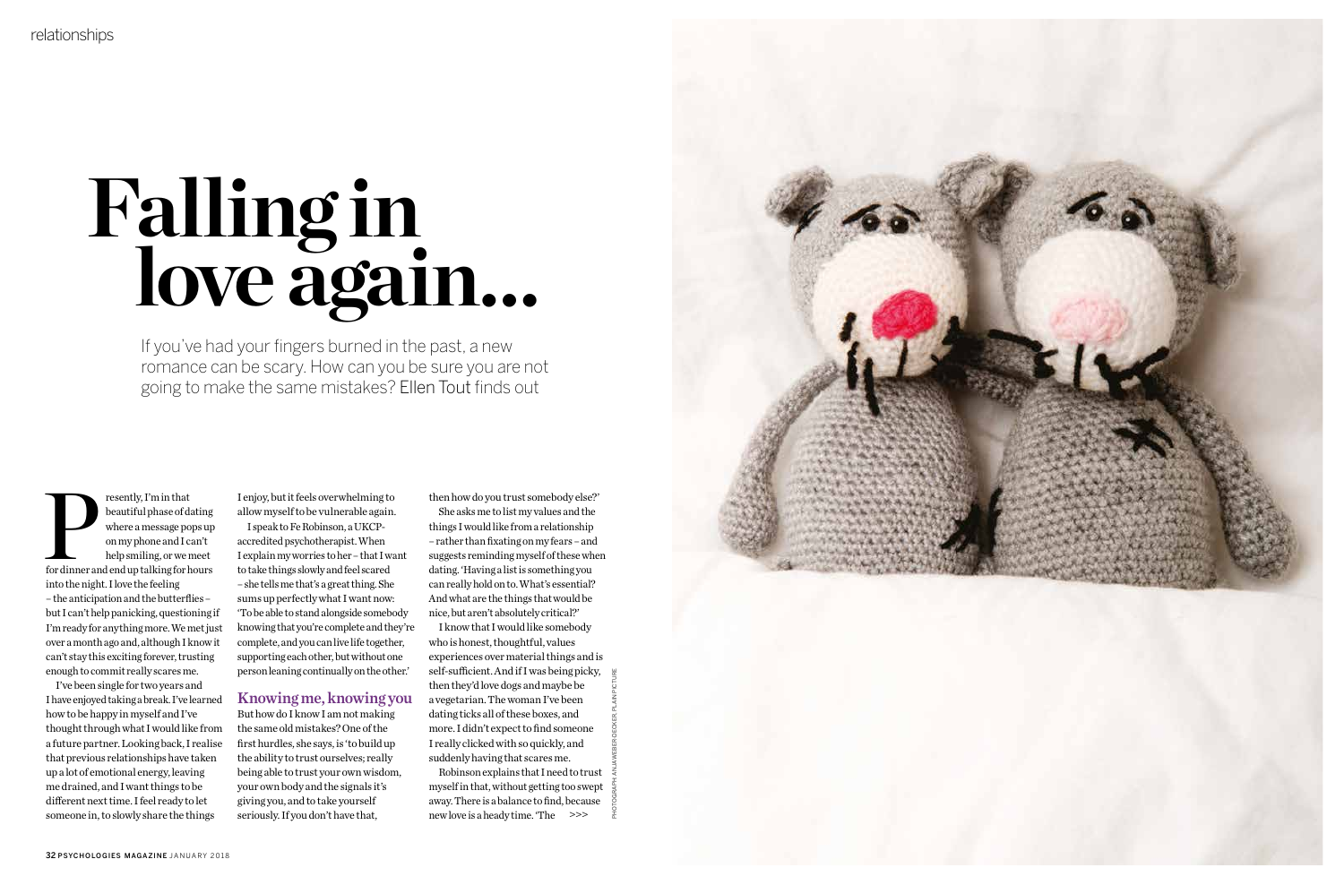# Falling in love again...

If you've had your fingers burned in the past, a new romance can be scary. How can you be sure you are not going to make the same mistakes? Ellen Tout finds out

Presently, I'm in that beautiful phase of dating where a message pops up on my phone and I can't help smiling, or we meet for dinner and end up talking for hours into the night. I love the feeling – the anticipation and the butterflies – but I can't help panicking, questioning if I'm ready for anything more. We met just over a month ago and, although I know it can't stay this exciting forever, trusting enough to commit really scares me.

I've been single for two years and I have enjoyed taking a break. I've learned how to be happy in myself and I've thought through what I would like from a future partner. Looking back, I realise that previous relationships have taken up a lot of emotional energy, leaving me drained, and I want things to be different next time. I feel ready to let someone in, to slowly share the things I enjoy, but it feels overwhelming to allow myself to be vulnerable again.

I speak to Fe Robinson, a UKCP-accredited psychotherapist. When I explain my worries to her – that I want to take things slowly and feel scared – she tells me that's a great thing. She sums up perfectly what I want now: 'To be able to stand alongside somebody knowing that you're complete and they're complete, and you can live life together, supporting each other, but without one person leaning continually on the other.'

## Knowing me, knowing you

But how do I know I am not making the same old mistakes? One of the first hurdles, she says, is 'to build up the ability to trust ourselves; really being able to trust your own wisdom, your own body and the signals it's giving you, and to take yourself seriously. If you don't have that, then how do you trust somebody else?'

She asks me to list my values and the things I would like from a relationship – rather than fixating on my fears – and suggests reminding myself of these when dating. 'Having a list is something you can really hold on to. What's essential? And what are the things that would be nice, but aren't absolutely critical?'

I know that I would like somebody who is honest, thoughtful, values experiences over material things and is self-sufficient. And if I was being picky, then they'd love dogs and maybe be a vegetarian. The woman I've been dating ticks all of these boxes, and more. I didn't expect to find someone I really clicked with so quickly, and suddenly having that scares me.

Robinson explains that I need to trust myself in that, without getting too swept away. There is a balance to find, because new love is a heady time. 'The >>>

PHOTOGRAPH: ANJA WEBER-DECKER, PLAINPICTURE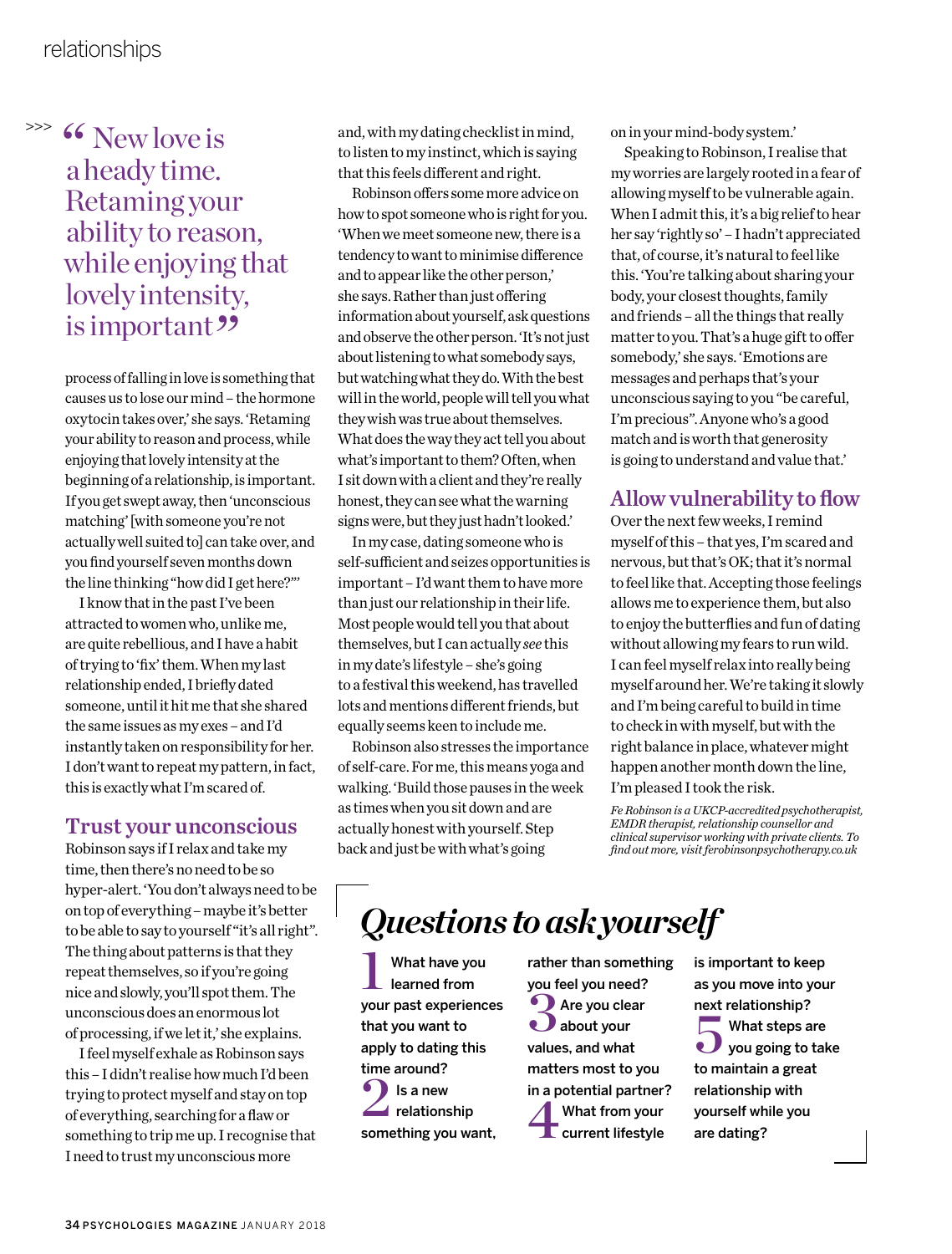> "New love is a heady time. Retaming your ability to reason, while enjoying that lovely intensity, is important"

process of falling in love is something that causes us to lose our mind – the hormone oxytocin takes over,' she says. 'Retaming your ability to reason and process, while enjoying that lovely intensity at the beginning of a relationship, is important. If you get swept away, then 'unconscious matching' [with someone you're not actually well suited to] can take over, and you find yourself seven months down the line thinking "how did I get here?"'

I know that in the past I've been attracted to women who, unlike me, are quite rebellious, and I have a habit of trying to 'fix' them. When my last relationship ended, I briefly dated someone, until it hit me that she shared the same issues as my exes – and I'd instantly taken on responsibility for her. I don't want to repeat my pattern, in fact, this is exactly what I'm scared of.

## Trust your unconscious

Robinson says if I relax and take my time, then there's no need to be so hyper-alert. 'You don't always need to be on top of everything – maybe it's better to be able to say to yourself "it's all right". The thing about patterns is that they repeat themselves, so if you're going nice and slowly, you'll spot them. The unconscious does an enormous lot of processing, if we let it,' she explains.

I feel myself exhale as Robinson says this – I didn't realise how much I'd been trying to protect myself and stay on top of everything, searching for a flaw or something to trip me up. I recognise that I need to trust my unconscious more and, with my dating checklist in mind, to listen to my instinct, which is saying that this feels different and right.

Robinson offers some more advice on how to spot someone who is right for you. 'When we meet someone new, there is a tendency to want to minimise difference and to appear like the other person,' she says. Rather than just offering information about yourself, ask questions and observe the other person. 'It's not just about listening to what somebody says, but watching what they do. With the best will in the world, people will tell you what they wish was true about themselves. What does the way they act tell you about what's important to them? Often, when I sit down with a client and they're really honest, they can see what the warning signs were, but they just hadn't looked.'

In my case, dating someone who is self-sufficient and seizes opportunities is important – I'd want them to have more than just our relationship in their life. Most people would tell you that about themselves, but I can actually *see* this in my date's lifestyle – she's going to a festival this weekend, has travelled lots and mentions different friends, but equally seems keen to include me.

Robinson also stresses the importance of self-care. For me, this means yoga and walking. 'Build those pauses in the week as times when you sit down and are actually honest with yourself. Step back and just be with what's going on in your mind-body system.'

Speaking to Robinson, I realise that my worries are largely rooted in a fear of allowing myself to be vulnerable again. When I admit this, it's a big relief to hear her say 'rightly so' – I hadn't appreciated that, of course, it's natural to feel like this. 'You're talking about sharing your body, your closest thoughts, family and friends – all the things that really matter to you. That's a huge gift to offer somebody,' she says. 'Emotions are messages and perhaps that's your unconscious saying to you "be careful, I'm precious". Anyone who's a good match and is worth that generosity is going to understand and value that.'

## Allow vulnerability to flow

Over the next few weeks, I remind myself of this – that yes, I'm scared and nervous, but that's OK; that it's normal to feel like that. Accepting those feelings allows me to experience them, but also to enjoy the butterflies and fun of dating without allowing my fears to run wild. I can feel myself relax into really being myself around her. We're taking it slowly and I'm being careful to build in time to check in with myself, but with the right balance in place, whatever might happen another month down the line, I'm pleased I took the risk.

*Fe Robinson is a UKCP-accredited psychotherapist, EMDR therapist, relationship counsellor and clinical supervisor working with private clients. To find out more, visit ferobinsonpsychotherapy.co.uk*

## *Questions to ask yourself*

1. **What have you learned from your past experiences that you want to apply to dating this time around?**
2. **Is a new relationship something you want, rather than something you feel you need?**
3. **Are you clear about your values, and what matters most to you in a potential partner?**
4. **What from your current lifestyle is important to keep as you move into your next relationship?**
5. **What steps are you going to take to maintain a great relationship with yourself while you are dating?**